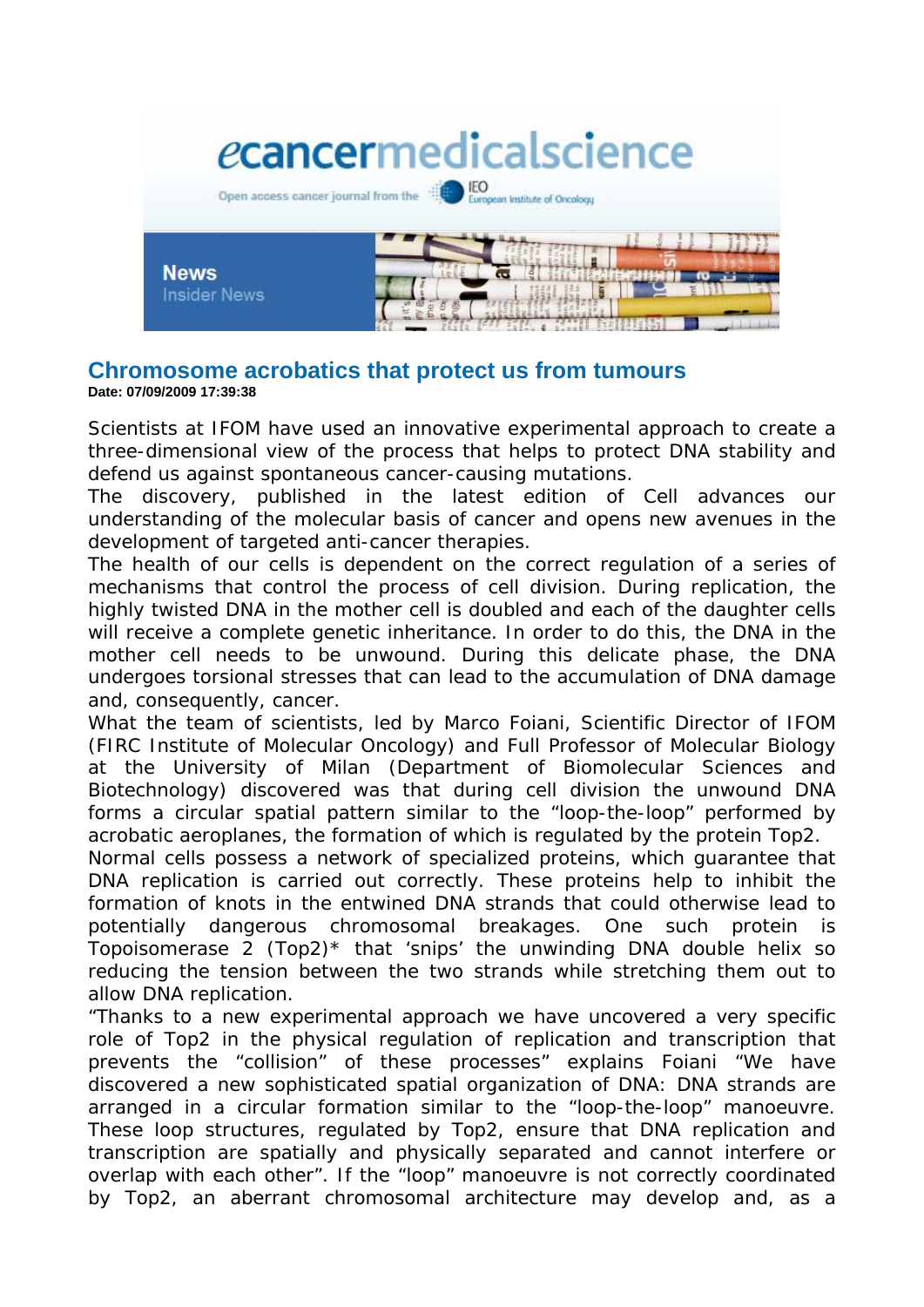ecancermedicalscience

Open access cancer journal from the IEO European Institute of Oncology

News
Insider News

# Chromosome acrobatics that protect us from tumours

**Date: 07/09/2009 17:39:38**

Scientists at IFOM have used an innovative experimental approach to create a three-dimensional view of the process that helps to protect DNA stability and defend us against spontaneous cancer-causing mutations.

The discovery, published in the latest edition of Cell advances our understanding of the molecular basis of cancer and opens new avenues in the development of targeted anti-cancer therapies.

The health of our cells is dependent on the correct regulation of a series of mechanisms that control the process of cell division. During replication, the highly twisted DNA in the mother cell is doubled and each of the daughter cells will receive a complete genetic inheritance. In order to do this, the DNA in the mother cell needs to be unwound. During this delicate phase, the DNA undergoes torsional stresses that can lead to the accumulation of DNA damage and, consequently, cancer.

What the team of scientists, led by Marco Foiani, Scientific Director of IFOM (FIRC Institute of Molecular Oncology) and Full Professor of Molecular Biology at the University of Milan (Department of Biomolecular Sciences and Biotechnology) discovered was that during cell division the unwound DNA forms a circular spatial pattern similar to the "loop-the-loop" performed by acrobatic aeroplanes, the formation of which is regulated by the protein Top2.

Normal cells possess a network of specialized proteins, which guarantee that DNA replication is carried out correctly. These proteins help to inhibit the formation of knots in the entwined DNA strands that could otherwise lead to potentially dangerous chromosomal breakages. One such protein is Topoisomerase 2 (Top2)* that 'snips' the unwinding DNA double helix so reducing the tension between the two strands while stretching them out to allow DNA replication.

"Thanks to a new experimental approach we have uncovered a very specific role of Top2 in the physical regulation of replication and transcription that prevents the "collision" of these processes" explains Foiani "We have discovered a new sophisticated spatial organization of DNA: DNA strands are arranged in a circular formation similar to the "loop-the-loop" manoeuvre. These loop structures, regulated by Top2, ensure that DNA replication and transcription are spatially and physically separated and cannot interfere or overlap with each other". If the "loop" manoeuvre is not correctly coordinated by Top2, an aberrant chromosomal architecture may develop and, as a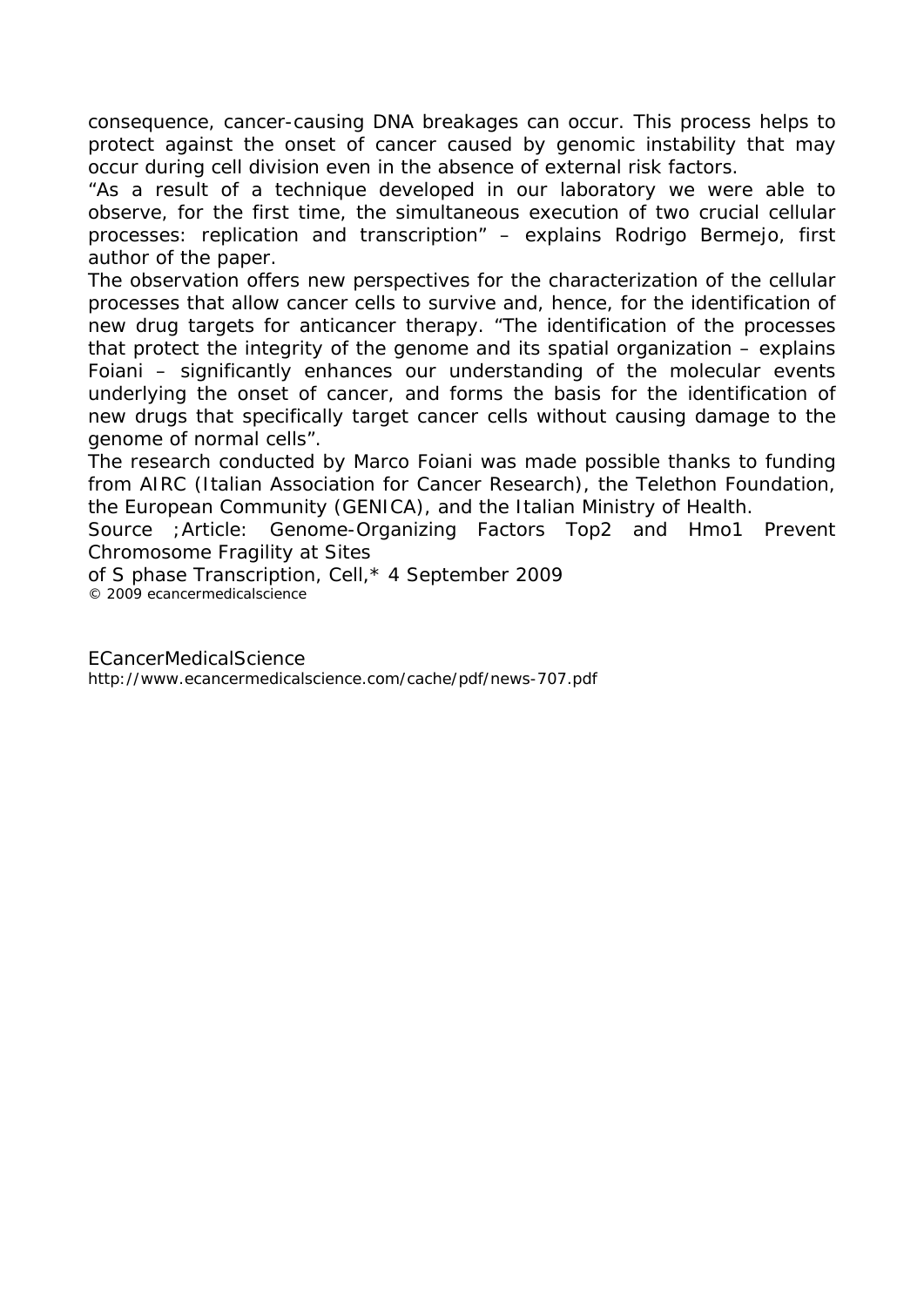consequence, cancer-causing DNA breakages can occur. This process helps to protect against the onset of cancer caused by genomic instability that may occur during cell division even in the absence of external risk factors.

"As a result of a technique developed in our laboratory we were able to observe, for the first time, the simultaneous execution of two crucial cellular processes: replication and transcription" – explains Rodrigo Bermejo, first author of the paper.

The observation offers new perspectives for the characterization of the cellular processes that allow cancer cells to survive and, hence, for the identification of new drug targets for anticancer therapy. "The identification of the processes that protect the integrity of the genome and its spatial organization – explains Foiani – significantly enhances our understanding of the molecular events underlying the onset of cancer, and forms the basis for the identification of new drugs that specifically target cancer cells without causing damage to the genome of normal cells".

The research conducted by Marco Foiani was made possible thanks to funding from AIRC (Italian Association for Cancer Research), the Telethon Foundation, the European Community (GENICA), and the Italian Ministry of Health.

Source ;Article: Genome-Organizing Factors Top2 and Hmo1 Prevent Chromosome Fragility at Sites
of S phase Transcription, Cell,* 4 September 2009

© 2009 ecancermedicalscience

ECancerMedicalScience
http://www.ecancermedicalscience.com/cache/pdf/news-707.pdf